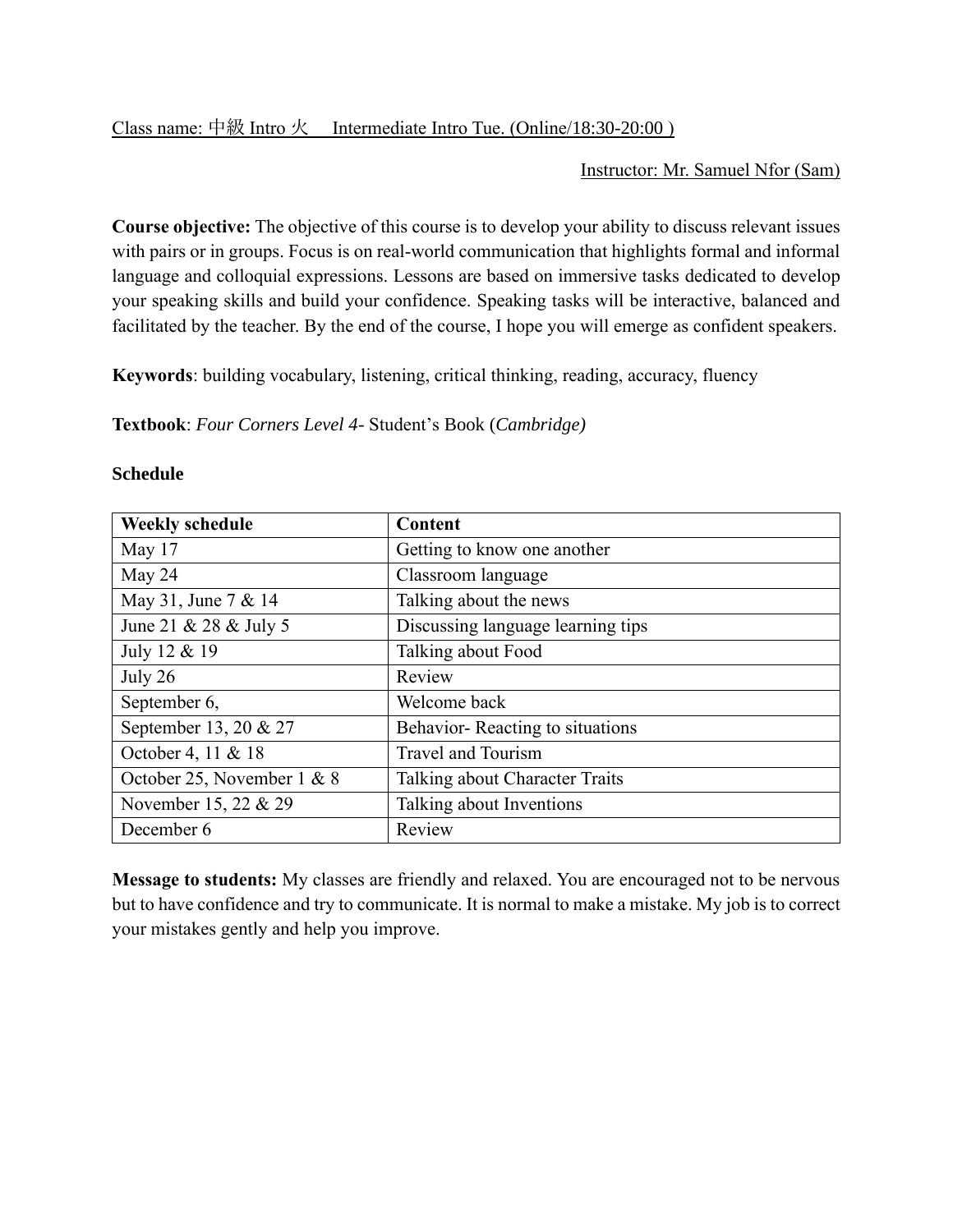Class name: 中級 Intro 火　 Intermediate Intro Tue. (Online/18:30-20:00 )

Instructor: Mr. Samuel Nfor (Sam)

**Course objective:** The objective of this course is to develop your ability to discuss relevant issues with pairs or in groups. Focus is on real-world communication that highlights formal and informal language and colloquial expressions. Lessons are based on immersive tasks dedicated to develop your speaking skills and build your confidence. Speaking tasks will be interactive, balanced and facilitated by the teacher. By the end of the course, I hope you will emerge as confident speakers.

**Keywords**: building vocabulary, listening, critical thinking, reading, accuracy, fluency

**Textbook**: *Four Corners Level 4-* Student's Book (*Cambridge)*

**Schedule**

| Weekly schedule | Content |
|---|---|
| May 17 | Getting to know one another |
| May 24 | Classroom language |
| May 31, June 7 & 14 | Talking about the news |
| June 21 & 28 & July 5 | Discussing language learning tips |
| July 12 & 19 | Talking about Food |
| July 26 | Review |
| September 6, | Welcome back |
| September 13, 20 & 27 | Behavior- Reacting to situations |
| October 4, 11 & 18 | Travel and Tourism |
| October 25, November 1 & 8 | Talking about Character Traits |
| November 15, 22 & 29 | Talking about Inventions |
| December 6 | Review |

**Message to students:** My classes are friendly and relaxed. You are encouraged not to be nervous but to have confidence and try to communicate. It is normal to make a mistake. My job is to correct your mistakes gently and help you improve.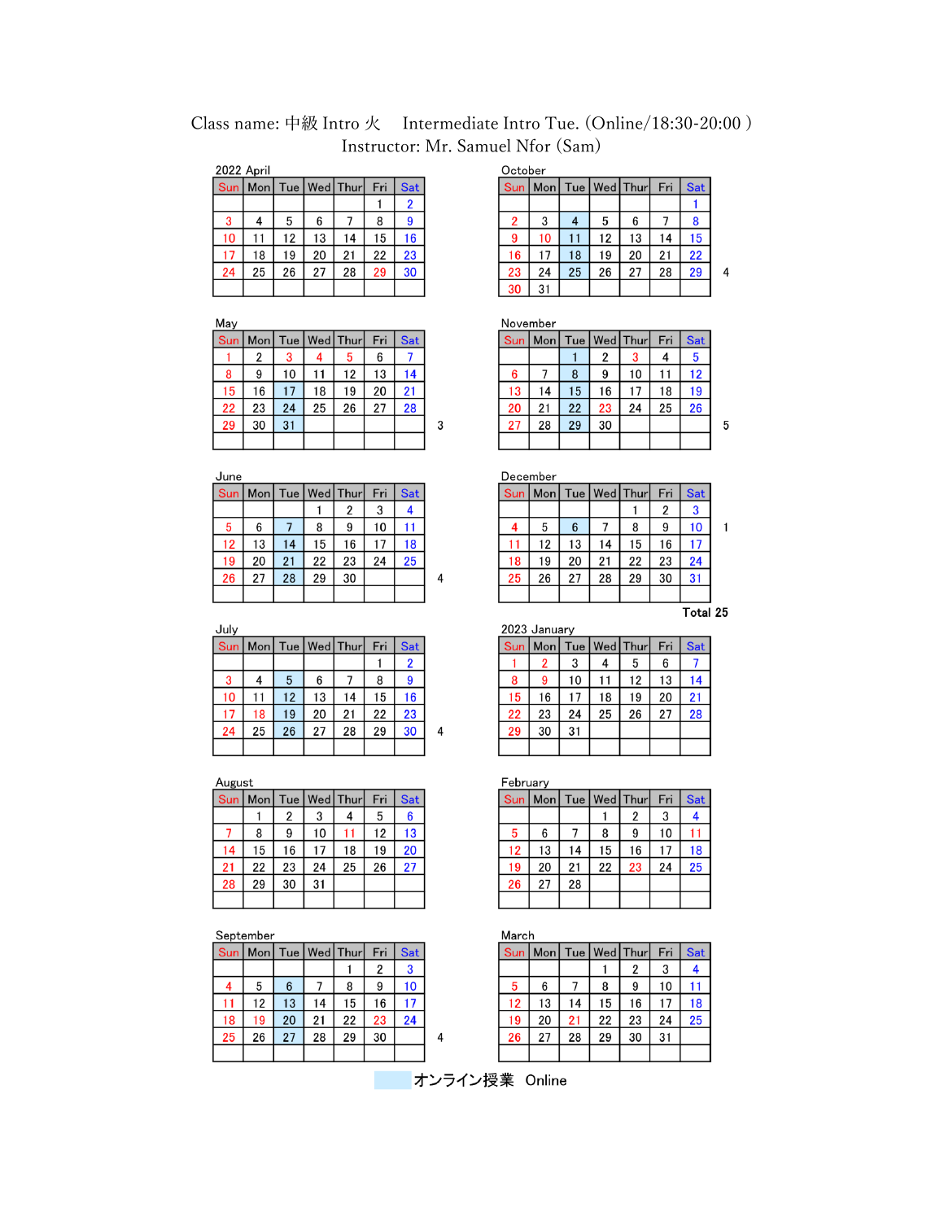Class name: 中級 Intro 火　Intermediate Intro Tue. (Online/18:30-20:00 )
Instructor: Mr. Samuel Nfor (Sam)

2022 April

| Sun | Mon | Tue | Wed | Thur | Fri | Sat |
|---|---|---|---|---|---|---|
| | | | | | 1 | 2 |
| 3 | 4 | 5 | 6 | 7 | 8 | 9 |
| 10 | 11 | 12 | 13 | 14 | 15 | 16 |
| 17 | 18 | 19 | 20 | 21 | 22 | 23 |
| 24 | 25 | 26 | 27 | 28 | 29 | 30 |

May

| Sun | Mon | Tue | Wed | Thur | Fri | Sat |
|---|---|---|---|---|---|---|
| 1 | 2 | 3 | 4 | 5 | 6 | 7 |
| 8 | 9 | 10 | 11 | 12 | 13 | 14 |
| 15 | 16 | 17 | 18 | 19 | 20 | 21 |
| 22 | 23 | 24 | 25 | 26 | 27 | 28 |
| 29 | 30 | 31 | | | | |

3

June

| Sun | Mon | Tue | Wed | Thur | Fri | Sat |
|---|---|---|---|---|---|---|
| | | | 1 | 2 | 3 | 4 |
| 5 | 6 | 7 | 8 | 9 | 10 | 11 |
| 12 | 13 | 14 | 15 | 16 | 17 | 18 |
| 19 | 20 | 21 | 22 | 23 | 24 | 25 |
| 26 | 27 | 28 | 29 | 30 | | |

4

July

| Sun | Mon | Tue | Wed | Thur | Fri | Sat |
|---|---|---|---|---|---|---|
| | | | | | 1 | 2 |
| 3 | 4 | 5 | 6 | 7 | 8 | 9 |
| 10 | 11 | 12 | 13 | 14 | 15 | 16 |
| 17 | 18 | 19 | 20 | 21 | 22 | 23 |
| 24 | 25 | 26 | 27 | 28 | 29 | 30 |

4

August

| Sun | Mon | Tue | Wed | Thur | Fri | Sat |
|---|---|---|---|---|---|---|
| | 1 | 2 | 3 | 4 | 5 | 6 |
| 7 | 8 | 9 | 10 | 11 | 12 | 13 |
| 14 | 15 | 16 | 17 | 18 | 19 | 20 |
| 21 | 22 | 23 | 24 | 25 | 26 | 27 |
| 28 | 29 | 30 | 31 | | | |

September

| Sun | Mon | Tue | Wed | Thur | Fri | Sat |
|---|---|---|---|---|---|---|
| | | | | 1 | 2 | 3 |
| 4 | 5 | 6 | 7 | 8 | 9 | 10 |
| 11 | 12 | 13 | 14 | 15 | 16 | 17 |
| 18 | 19 | 20 | 21 | 22 | 23 | 24 |
| 25 | 26 | 27 | 28 | 29 | 30 | |

4

October

| Sun | Mon | Tue | Wed | Thur | Fri | Sat |
|---|---|---|---|---|---|---|
| | | | | | | 1 |
| 2 | 3 | 4 | 5 | 6 | 7 | 8 |
| 9 | 10 | 11 | 12 | 13 | 14 | 15 |
| 16 | 17 | 18 | 19 | 20 | 21 | 22 |
| 23 | 24 | 25 | 26 | 27 | 28 | 29 |
| 30 | 31 | | | | | |

4

November

| Sun | Mon | Tue | Wed | Thur | Fri | Sat |
|---|---|---|---|---|---|---|
| | | 1 | 2 | 3 | 4 | 5 |
| 6 | 7 | 8 | 9 | 10 | 11 | 12 |
| 13 | 14 | 15 | 16 | 17 | 18 | 19 |
| 20 | 21 | 22 | 23 | 24 | 25 | 26 |
| 27 | 28 | 29 | 30 | | | |

5

December

| Sun | Mon | Tue | Wed | Thur | Fri | Sat |
|---|---|---|---|---|---|---|
| | | | | 1 | 2 | 3 |
| 4 | 5 | 6 | 7 | 8 | 9 | 10 |
| 11 | 12 | 13 | 14 | 15 | 16 | 17 |
| 18 | 19 | 20 | 21 | 22 | 23 | 24 |
| 25 | 26 | 27 | 28 | 29 | 30 | 31 |

1

**Total 25**

2023 January

| Sun | Mon | Tue | Wed | Thur | Fri | Sat |
|---|---|---|---|---|---|---|
| 1 | 2 | 3 | 4 | 5 | 6 | 7 |
| 8 | 9 | 10 | 11 | 12 | 13 | 14 |
| 15 | 16 | 17 | 18 | 19 | 20 | 21 |
| 22 | 23 | 24 | 25 | 26 | 27 | 28 |
| 29 | 30 | 31 | | | | |

February

| Sun | Mon | Tue | Wed | Thur | Fri | Sat |
|---|---|---|---|---|---|---|
| | | | 1 | 2 | 3 | 4 |
| 5 | 6 | 7 | 8 | 9 | 10 | 11 |
| 12 | 13 | 14 | 15 | 16 | 17 | 18 |
| 19 | 20 | 21 | 22 | 23 | 24 | 25 |
| 26 | 27 | 28 | | | | |

March

| Sun | Mon | Tue | Wed | Thur | Fri | Sat |
|---|---|---|---|---|---|---|
| | | | 1 | 2 | 3 | 4 |
| 5 | 6 | 7 | 8 | 9 | 10 | 11 |
| 12 | 13 | 14 | 15 | 16 | 17 | 18 |
| 19 | 20 | 21 | 22 | 23 | 24 | 25 |
| 26 | 27 | 28 | 29 | 30 | 31 | |

オンライン授業　Online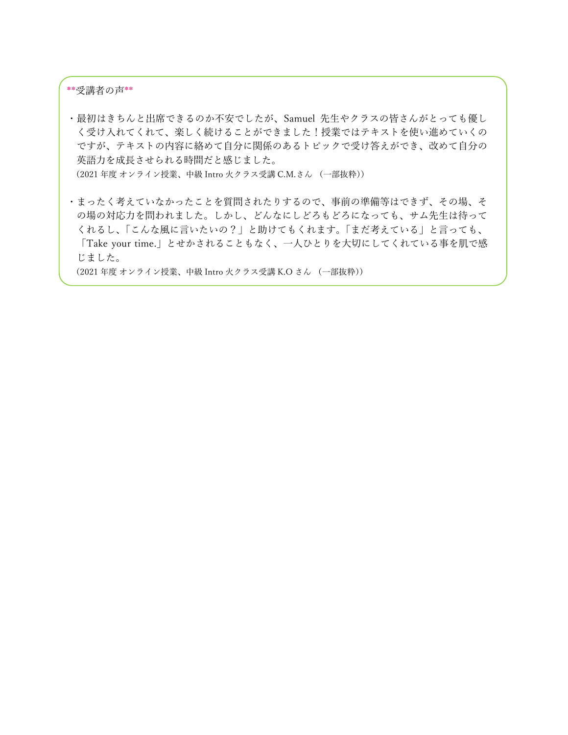**受講者の声**

・最初はきちんと出席できるのか不安でしたが、Samuel 先生やクラスの皆さんがとっても優しく受け入れてくれて、楽しく続けることができました！授業ではテキストを使い進めていくのですが、テキストの内容に絡めて自分に関係のあるトピックで受け答えができ、改めて自分の英語力を成長させられる時間だと感じました。
（2021 年度 オンライン授業、中級 Intro 火クラス受講 C.M.さん （一部抜粋））

・まったく考えていなかったことを質問されたりするので、事前の準備等はできず、その場、その場の対応力を問われました。しかし、どんなにしどろもどろになっても、サム先生は待ってくれるし、「こんな風に言いたいの？」と助けてもくれます。「まだ考えている」と言っても、「Take your time.」とせかされることもなく、一人ひとりを大切にしてくれている事を肌で感じました。
（2021 年度 オンライン授業、中級 Intro 火クラス受講 K.O さん （一部抜粋））